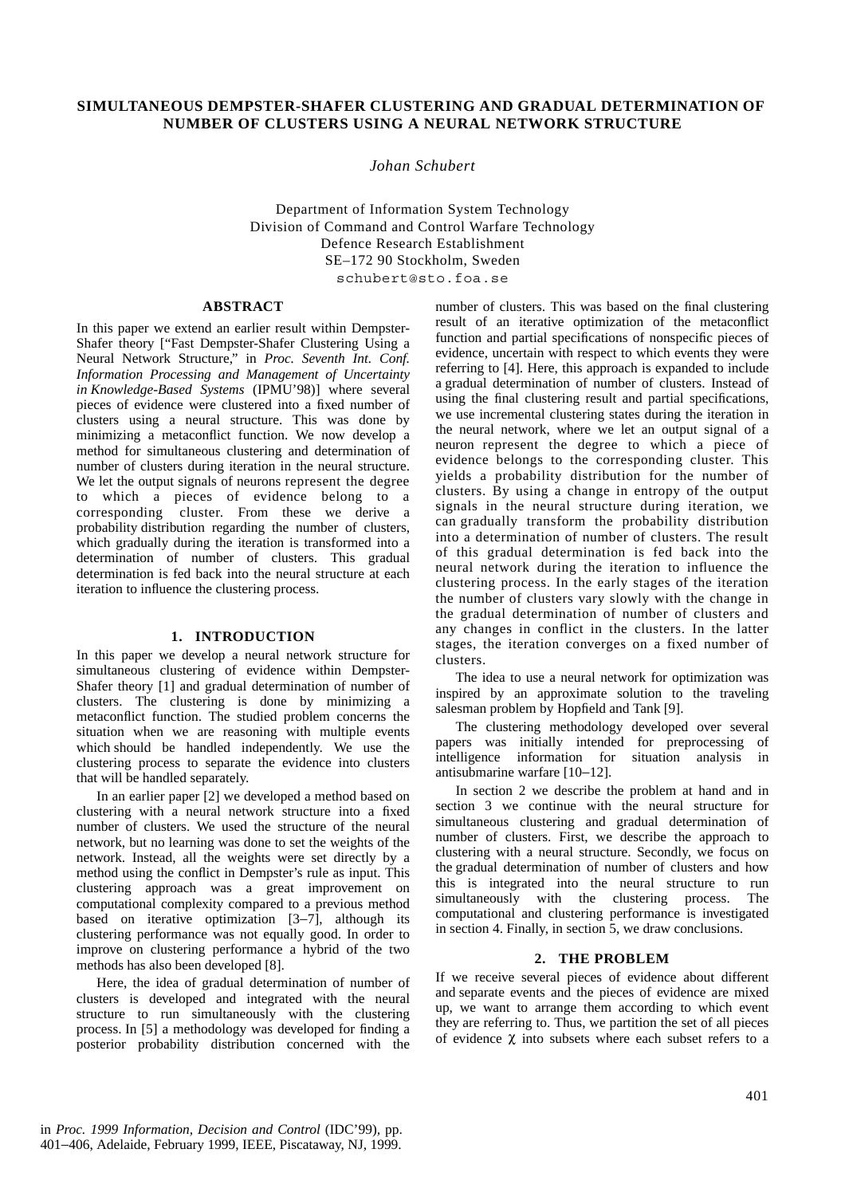# SIMULTANEOUS DEMPSTER-SHAFER CLUSTERING AND GRADUAL DETERMINATION OF NUMBER OF CLUSTERS USING A NEURAL NETWORK STRUCTURE

*Johan Schubert*

Department of Information System Technology
Division of Command and Control Warfare Technology
Defence Research Establishment
SE–172 90 Stockholm, Sweden
schubert@sto.foa.se

## ABSTRACT

In this paper we extend an earlier result within Dempster-Shafer theory ["Fast Dempster-Shafer Clustering Using a Neural Network Structure," in *Proc. Seventh Int. Conf. Information Processing and Management of Uncertainty in Knowledge-Based Systems* (IPMU'98)] where several pieces of evidence were clustered into a fixed number of clusters using a neural structure. This was done by minimizing a metaconflict function. We now develop a method for simultaneous clustering and determination of number of clusters during iteration in the neural structure. We let the output signals of neurons represent the degree to which a pieces of evidence belong to a corresponding cluster. From these we derive a probability distribution regarding the number of clusters, which gradually during the iteration is transformed into a determination of number of clusters. This gradual determination is fed back into the neural structure at each iteration to influence the clustering process.

## 1. INTRODUCTION

In this paper we develop a neural network structure for simultaneous clustering of evidence within Dempster-Shafer theory [1] and gradual determination of number of clusters. The clustering is done by minimizing a metaconflict function. The studied problem concerns the situation when we are reasoning with multiple events which should be handled independently. We use the clustering process to separate the evidence into clusters that will be handled separately.

In an earlier paper [2] we developed a method based on clustering with a neural network structure into a fixed number of clusters. We used the structure of the neural network, but no learning was done to set the weights of the network. Instead, all the weights were set directly by a method using the conflict in Dempster's rule as input. This clustering approach was a great improvement on computational complexity compared to a previous method based on iterative optimization [3–7], although its clustering performance was not equally good. In order to improve on clustering performance a hybrid of the two methods has also been developed [8].

Here, the idea of gradual determination of number of clusters is developed and integrated with the neural structure to run simultaneously with the clustering process. In [5] a methodology was developed for finding a posterior probability distribution concerned with the number of clusters. This was based on the final clustering result of an iterative optimization of the metaconflict function and partial specifications of nonspecific pieces of evidence, uncertain with respect to which events they were referring to [4]. Here, this approach is expanded to include a gradual determination of number of clusters. Instead of using the final clustering result and partial specifications, we use incremental clustering states during the iteration in the neural network, where we let an output signal of a neuron represent the degree to which a piece of evidence belongs to the corresponding cluster. This yields a probability distribution for the number of clusters. By using a change in entropy of the output signals in the neural structure during iteration, we can gradually transform the probability distribution into a determination of number of clusters. The result of this gradual determination is fed back into the neural network during the iteration to influence the clustering process. In the early stages of the iteration the number of clusters vary slowly with the change in the gradual determination of number of clusters and any changes in conflict in the clusters. In the latter stages, the iteration converges on a fixed number of clusters.

The idea to use a neural network for optimization was inspired by an approximate solution to the traveling salesman problem by Hopfield and Tank [9].

The clustering methodology developed over several papers was initially intended for preprocessing of intelligence information for situation analysis in antisubmarine warfare [10–12].

In section 2 we describe the problem at hand and in section 3 we continue with the neural structure for simultaneous clustering and gradual determination of number of clusters. First, we describe the approach to clustering with a neural structure. Secondly, we focus on the gradual determination of number of clusters and how this is integrated into the neural structure to run simultaneously with the clustering process. The computational and clustering performance is investigated in section 4. Finally, in section 5, we draw conclusions.

## 2. THE PROBLEM

If we receive several pieces of evidence about different and separate events and the pieces of evidence are mixed up, we want to arrange them according to which event they are referring to. Thus, we partition the set of all pieces of evidence $\chi$ into subsets where each subset refers to a

in *Proc. 1999 Information, Decision and Control* (IDC'99), pp. 401–406, Adelaide, February 1999, IEEE, Piscataway, NJ, 1999.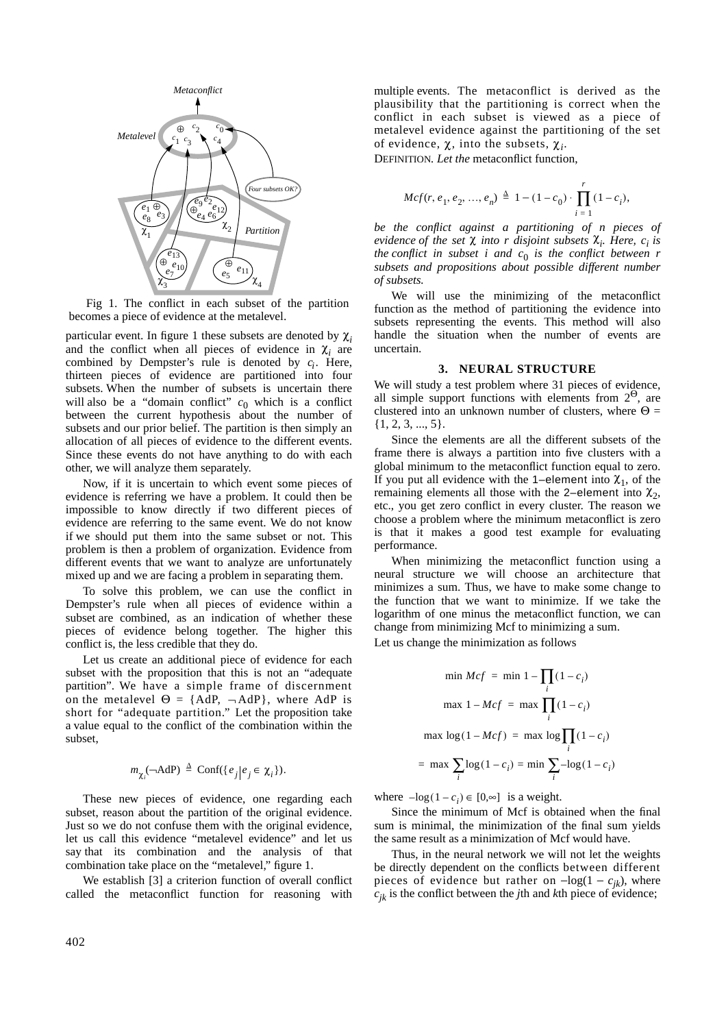Fig 1. The conflict in each subset of the partition becomes a piece of evidence at the metalevel.

particular event. In figure 1 these subsets are denoted by $\chi_i$ and the conflict when all pieces of evidence in $\chi_i$ are combined by Dempster's rule is denoted by $c_i$. Here, thirteen pieces of evidence are partitioned into four subsets. When the number of subsets is uncertain there will also be a "domain conflict" $c_0$ which is a conflict between the current hypothesis about the number of subsets and our prior belief. The partition is then simply an allocation of all pieces of evidence to the different events. Since these events do not have anything to do with each other, we will analyze them separately.

Now, if it is uncertain to which event some pieces of evidence is referring we have a problem. It could then be impossible to know directly if two different pieces of evidence are referring to the same event. We do not know if we should put them into the same subset or not. This problem is then a problem of organization. Evidence from different events that we want to analyze are unfortunately mixed up and we are facing a problem in separating them.

To solve this problem, we can use the conflict in Dempster's rule when all pieces of evidence within a subset are combined, as an indication of whether these pieces of evidence belong together. The higher this conflict is, the less credible that they do.

Let us create an additional piece of evidence for each subset with the proposition that this is not an "adequate partition". We have a simple frame of discernment on the metalevel $\Theta = \{\text{AdP}, \neg\text{AdP}\}$, where AdP is short for "adequate partition." Let the proposition take a value equal to the conflict of the combination within the subset,

$$m_{\chi_i}(\neg\text{AdP}) \triangleq \text{Conf}(\{e_j | e_j \in \chi_i\}).$$

These new pieces of evidence, one regarding each subset, reason about the partition of the original evidence. Just so we do not confuse them with the original evidence, let us call this evidence "metalevel evidence" and let us say that its combination and the analysis of that combination take place on the "metalevel," figure 1.

We establish [3] a criterion function of overall conflict called the metaconflict function for reasoning with multiple events. The metaconflict is derived as the plausibility that the partitioning is correct when the conflict in each subset is viewed as a piece of metalevel evidence against the partitioning of the set of evidence, $\chi$, into the subsets, $\chi_i$.

DEFINITION. *Let the* metaconflict function,

$$Mcf(r, e_1, e_2, \ldots, e_n) \triangleq 1 - (1 - c_0) \cdot \prod_{i=1}^{r} (1 - c_i),$$

*be the conflict against a partitioning of n pieces of evidence of the set $\chi$ into r disjoint subsets $\chi_i$. Here, $c_i$ is the conflict in subset i and $c_0$ is the conflict between r subsets and propositions about possible different number of subsets.*

We will use the minimizing of the metaconflict function as the method of partitioning the evidence into subsets representing the events. This method will also handle the situation when the number of events are uncertain.

## 3. NEURAL STRUCTURE

We will study a test problem where 31 pieces of evidence, all simple support functions with elements from $2^\Theta$, are clustered into an unknown number of clusters, where $\Theta = \{1, 2, 3, \ldots, 5\}$.

Since the elements are all the different subsets of the frame there is always a partition into five clusters with a global minimum to the metaconflict function equal to zero. If you put all evidence with the 1–element into $\chi_1$, of the remaining elements all those with the 2–element into $\chi_2$, etc., you get zero conflict in every cluster. The reason we choose a problem where the minimum metaconflict is zero is that it makes a good test example for evaluating performance.

When minimizing the metaconflict function using a neural structure we will choose an architecture that minimizes a sum. Thus, we have to make some change to the function that we want to minimize. If we take the logarithm of one minus the metaconflict function, we can change from minimizing Mcf to minimizing a sum.

Let us change the minimization as follows

$$\min Mcf = \min 1 - \prod_i (1 - c_i)$$

$$\max 1 - Mcf = \max \prod_i (1 - c_i)$$

$$\max \log(1 - Mcf) = \max \log \prod_i (1 - c_i)$$

$$= \max \sum_i \log(1 - c_i) = \min \sum_i -\log(1 - c_i)$$

where $-\log(1 - c_i) \in [0, \infty]$ is a weight.

Since the minimum of Mcf is obtained when the final sum is minimal, the minimization of the final sum yields the same result as a minimization of Mcf would have.

Thus, in the neural network we will not let the weights be directly dependent on the conflicts between different pieces of evidence but rather on $-\log(1 - c_{jk})$, where $c_{jk}$ is the conflict between the $j$th and $k$th piece of evidence;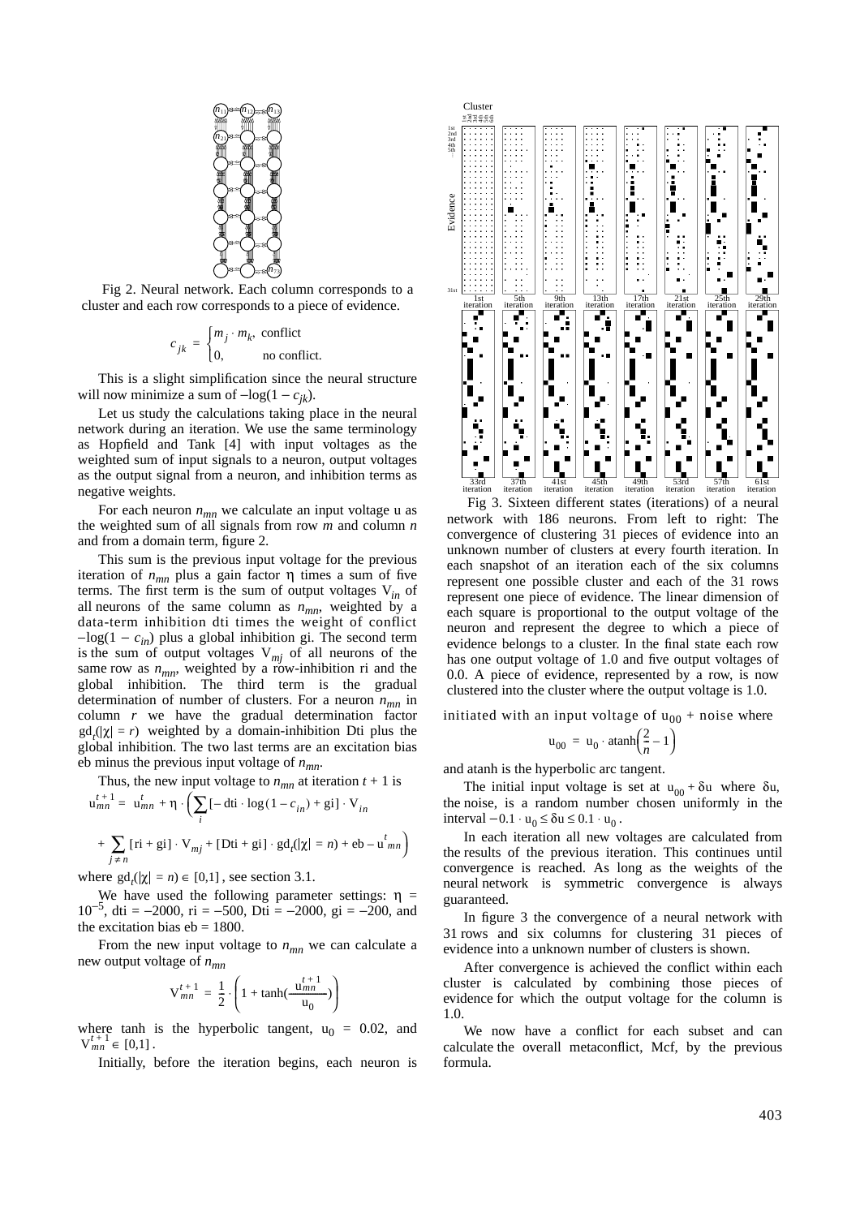Fig 2. Neural network. Each column corresponds to a cluster and each row corresponds to a piece of evidence.

$$c_{jk} = \begin{cases} m_j \cdot m_k, & \text{conflict} \\ 0, & \text{no conflict.} \end{cases}$$

This is a slight simplification since the neural structure will now minimize a sum of $-\log(1 - c_{jk})$.

Let us study the calculations taking place in the neural network during an iteration. We use the same terminology as Hopfield and Tank [4] with input voltages as the weighted sum of input signals to a neuron, output voltages as the output signal from a neuron, and inhibition terms as negative weights.

For each neuron $n_{mn}$ we calculate an input voltage u as the weighted sum of all signals from row $m$ and column $n$ and from a domain term, figure 2.

This sum is the previous input voltage for the previous iteration of $n_{mn}$ plus a gain factor η times a sum of five terms. The first term is the sum of output voltages $V_{in}$ of all neurons of the same column as $n_{mn}$, weighted by a data-term inhibition dti times the weight of conflict $-\log(1 - c_{in})$ plus a global inhibition gi. The second term is the sum of output voltages $V_{mj}$ of all neurons of the same row as $n_{mn}$, weighted by a row-inhibition ri and the global inhibition. The third term is the gradual determination of number of clusters. For a neuron $n_{mn}$ in column $r$ we have the gradual determination factor $gd_t(|\chi| = r)$ weighted by a domain-inhibition Dti plus the global inhibition. The two last terms are an excitation bias eb minus the previous input voltage of $n_{mn}$.

Thus, the new input voltage to $n_{mn}$ at iteration $t + 1$ is

$$u_{mn}^{t+1} = u_{mn}^{t} + \eta \cdot \left( \sum_i [-\text{dti} \cdot \log(1 - c_{in}) + \text{gi}] \cdot V_{in} + \sum_{j \neq n} [\text{ri} + \text{gi}] \cdot V_{mj} + [\text{Dti} + \text{gi}] \cdot gd_t(|\chi| = n) + \text{eb} - u_{mn}^{t} \right)$$

where $gd_t(|\chi| = n) \in [0,1]$, see section 3.1.

We have used the following parameter settings: $\eta = 10^{-5}$, dti = −2000, ri = −500, Dti = −2000, gi = −200, and the excitation bias eb = 1800.

From the new input voltage to $n_{mn}$ we can calculate a new output voltage of $n_{mn}$

$$V_{mn}^{t+1} = \frac{1}{2} \cdot \left( 1 + \tanh\left(\frac{u_{mn}^{t+1}}{u_0}\right) \right)$$

where tanh is the hyperbolic tangent, $u_0 = 0.02$, and $V_{mn}^{t+1} \in [0,1]$.

Initially, before the iteration begins, each neuron is initiated with an input voltage of $u_{00}$ + noise where

$$u_{00} = u_0 \cdot \text{atanh}\left(\frac{2}{n} - 1\right)$$

and atanh is the hyperbolic arc tangent.

The initial input voltage is set at $u_{00} + \delta u$ where $\delta u$, the noise, is a random number chosen uniformly in the interval $-0.1 \cdot u_0 \leq \delta u \leq 0.1 \cdot u_0$.

In each iteration all new voltages are calculated from the results of the previous iteration. This continues until convergence is reached. As long as the weights of the neural network is symmetric convergence is always guaranteed.

In figure 3 the convergence of a neural network with 31 rows and six columns for clustering 31 pieces of evidence into a unknown number of clusters is shown.

Fig 3. Sixteen different states (iterations) of a neural network with 186 neurons. From left to right: The convergence of clustering 31 pieces of evidence into an unknown number of clusters at every fourth iteration. In each snapshot of an iteration each of the six columns represent one possible cluster and each of the 31 rows represent one piece of evidence. The linear dimension of each square is proportional to the output voltage of the neuron and represent the degree to which a piece of evidence belongs to a cluster. In the final state each row has one output voltage of 1.0 and five output voltages of 0.0. A piece of evidence, represented by a row, is now clustered into the cluster where the output voltage is 1.0.

After convergence is achieved the conflict within each cluster is calculated by combining those pieces of evidence for which the output voltage for the column is 1.0.

We now have a conflict for each subset and can calculate the overall metaconflict, Mcf, by the previous formula.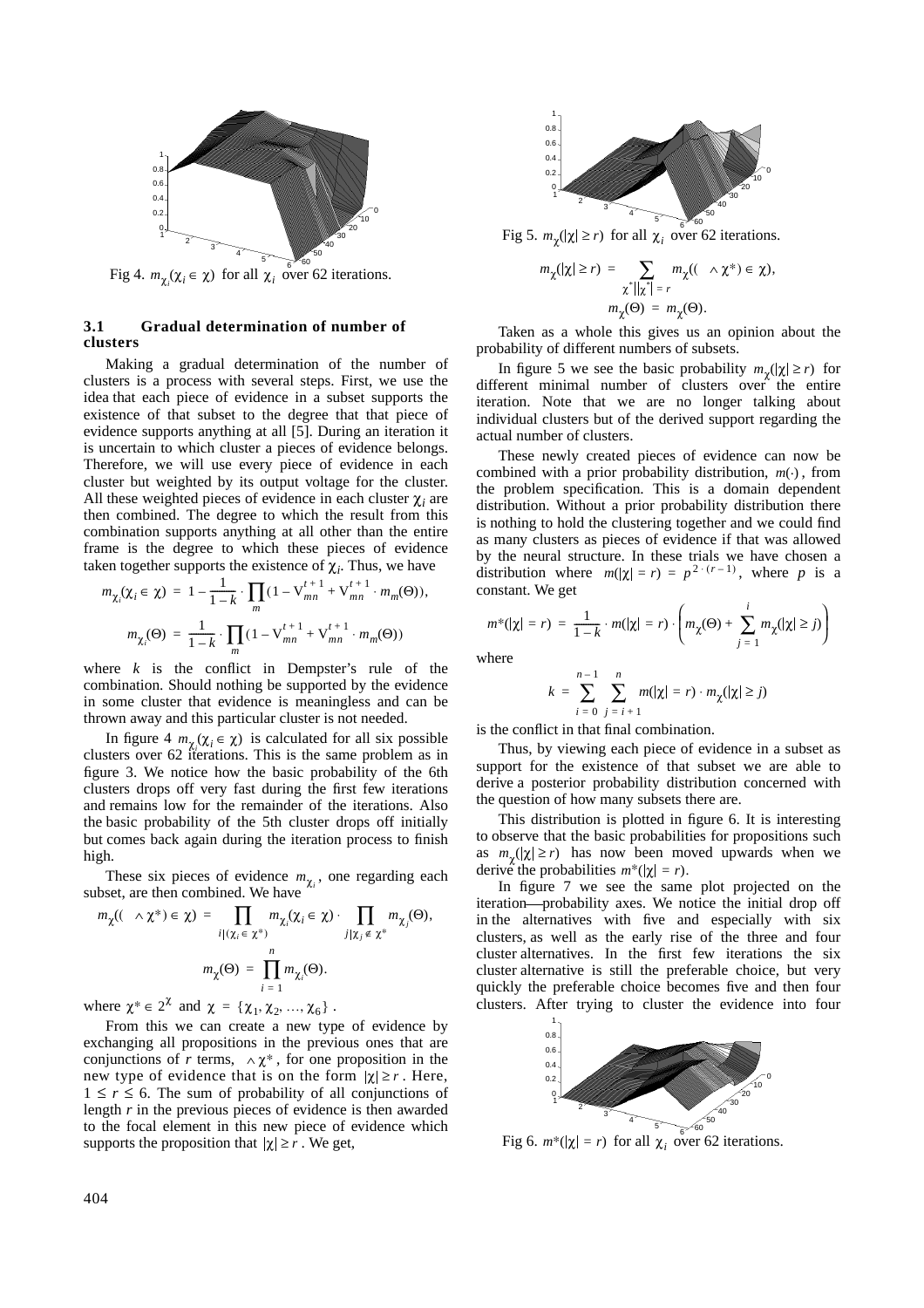Fig 4. $m_{\chi_i}(\chi_i \in \chi)$ for all $\chi_i$ over 62 iterations.

### 3.1 Gradual determination of number of clusters

Making a gradual determination of the number of clusters is a process with several steps. First, we use the idea that each piece of evidence in a subset supports the existence of that subset to the degree that that piece of evidence supports anything at all [5]. During an iteration it is uncertain to which cluster a pieces of evidence belongs. Therefore, we will use every piece of evidence in each cluster but weighted by its output voltage for the cluster. All these weighted pieces of evidence in each cluster $\chi_i$ are then combined. The degree to which the result from this combination supports anything at all other than the entire frame is the degree to which these pieces of evidence taken together supports the existence of $\chi_i$. Thus, we have

$$m_{\chi_i}(\chi_i \in \chi) = 1 - \frac{1}{1-k} \cdot \prod_m (1 - V_{mn}^{t+1} + V_{mn}^{t+1} \cdot m_m(\Theta)),$$

$$m_{\chi_i}(\Theta) = \frac{1}{1-k} \cdot \prod_m (1 - V_{mn}^{t+1} + V_{mn}^{t+1} \cdot m_m(\Theta))$$

where $k$ is the conflict in Dempster's rule of the combination. Should nothing be supported by the evidence in some cluster that evidence is meaningless and can be thrown away and this particular cluster is not needed.

In figure 4 $m_{\chi_i}(\chi_i \in \chi)$ is calculated for all six possible clusters over 62 iterations. This is the same problem as in figure 3. We notice how the basic probability of the 6th clusters drops off very fast during the first few iterations and remains low for the remainder of the iterations. Also the basic probability of the 5th cluster drops off initially but comes back again during the iteration process to finish high.

These six pieces of evidence $m_{\chi_i}$, one regarding each subset, are then combined. We have

$$m_\chi((\wedge \chi^*) \in \chi) = \prod_{i|(\chi_i \in \chi^*)} m_{\chi_i}(\chi_i \in \chi) \cdot \prod_{j|\chi_j \notin \chi^*} m_{\chi_j}(\Theta),$$

$$m_\chi(\Theta) = \prod_{i=1}^{n} m_{\chi_i}(\Theta).$$

where $\chi^* \in 2^\chi$ and $\chi = \{\chi_1, \chi_2, \ldots, \chi_6\}$.

From this we can create a new type of evidence by exchanging all propositions in the previous ones that are conjunctions of $r$ terms, $\wedge \chi^*$, for one proposition in the new type of evidence that is on the form $|\chi| \geq r$. Here, $1 \leq r \leq 6$. The sum of probability of all conjunctions of length $r$ in the previous pieces of evidence is then awarded to the focal element in this new piece of evidence which supports the proposition that $|\chi| \geq r$. We get,

Fig 5. $m_\chi(|\chi| \geq r)$ for all $\chi_i$ over 62 iterations.

$$m_\chi(|\chi| \geq r) = \sum_{\chi^* \| \chi^* | = r} m_\chi((\wedge \chi^*) \in \chi),$$

$$m_\chi(\Theta) = m_\chi(\Theta).$$

Taken as a whole this gives us an opinion about the probability of different numbers of subsets.

In figure 5 we see the basic probability $m_\chi(|\chi| \geq r)$ for different minimal number of clusters over the entire iteration. Note that we are no longer talking about individual clusters but of the derived support regarding the actual number of clusters.

These newly created pieces of evidence can now be combined with a prior probability distribution, $m(\cdot)$, from the problem specification. This is a domain dependent distribution. Without a prior probability distribution there is nothing to hold the clustering together and we could find as many clusters as pieces of evidence if that was allowed by the neural structure. In these trials we have chosen a distribution where $m(|\chi| = r) = p^{2 \cdot (r-1)}$, where $p$ is a constant. We get

$$m^*(|\chi| = r) = \frac{1}{1-k} \cdot m(|\chi| = r) \cdot \left( m_\chi(\Theta) + \sum_{j=1}^{i} m_\chi(|\chi| \geq j) \right)$$

where

$$k = \sum_{i=0}^{n-1} \sum_{j=i+1}^{n} m(|\chi| = r) \cdot m_\chi(|\chi| \geq j)$$

is the conflict in that final combination.

Thus, by viewing each piece of evidence in a subset as support for the existence of that subset we are able to derive a posterior probability distribution concerned with the question of how many subsets there are.

This distribution is plotted in figure 6. It is interesting to observe that the basic probabilities for propositions such as $m_\chi(|\chi| \geq r)$ has now been moved upwards when we derive the probabilities $m^*(|\chi| = r)$.

In figure 7 we see the same plot projected on the iteration—probability axes. We notice the initial drop off in the alternatives with five and especially with six clusters, as well as the early rise of the three and four cluster alternatives. In the first few iterations the six cluster alternative is still the preferable choice, but very quickly the preferable choice becomes five and then four clusters. After trying to cluster the evidence into four

Fig 6. $m^*(|\chi| = r)$ for all $\chi_i$ over 62 iterations.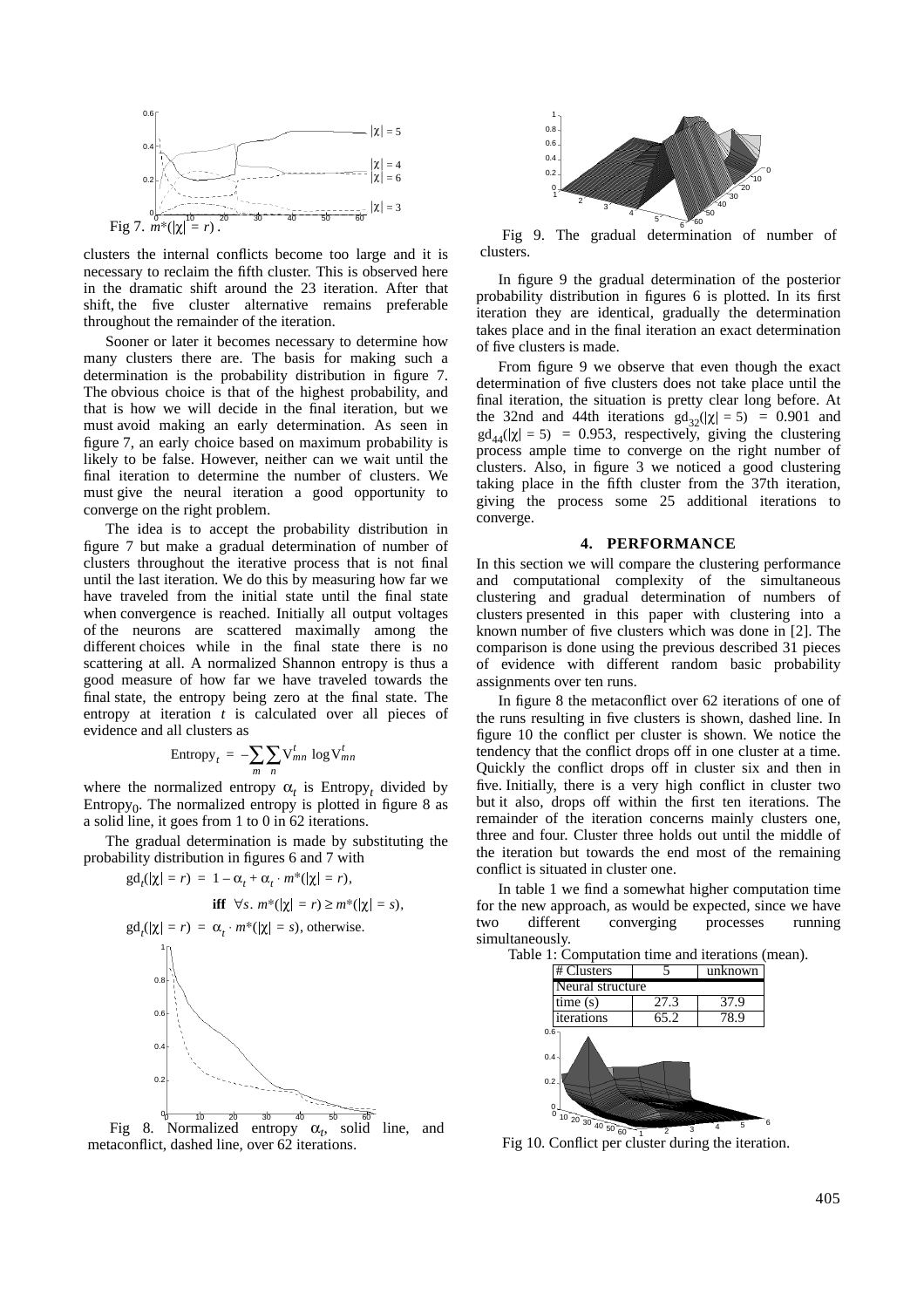Fig 7. $m^*(|\chi| = r)$.

clusters the internal conflicts become too large and it is necessary to reclaim the fifth cluster. This is observed here in the dramatic shift around the 23 iteration. After that shift, the five cluster alternative remains preferable throughout the remainder of the iteration.

Sooner or later it becomes necessary to determine how many clusters there are. The basis for making such a determination is the probability distribution in figure 7. The obvious choice is that of the highest probability, and that is how we will decide in the final iteration, but we must avoid making an early determination. As seen in figure 7, an early choice based on maximum probability is likely to be false. However, neither can we wait until the final iteration to determine the number of clusters. We must give the neural iteration a good opportunity to converge on the right problem.

The idea is to accept the probability distribution in figure 7 but make a gradual determination of number of clusters throughout the iterative process that is not final until the last iteration. We do this by measuring how far we have traveled from the initial state until the final state when convergence is reached. Initially all output voltages of the neurons are scattered maximally among the different choices while in the final state there is no scattering at all. A normalized Shannon entropy is thus a good measure of how far we have traveled towards the final state, the entropy being zero at the final state. The entropy at iteration $t$ is calculated over all pieces of evidence and all clusters as

$$\text{Entropy}_t = -\sum_m \sum_n V_{mn}^t \log V_{mn}^t$$

where the normalized entropy $\alpha_t$ is $\text{Entropy}_t$ divided by $\text{Entropy}_0$. The normalized entropy is plotted in figure 8 as a solid line, it goes from 1 to 0 in 62 iterations.

The gradual determination is made by substituting the probability distribution in figures 6 and 7 with

$$gd_t(|\chi| = r) = 1 - \alpha_t + \alpha_t \cdot m^*(|\chi| = r),$$

$$\textbf{iff} \;\; \forall s.\, m^*(|\chi| = r) \geq m^*(|\chi| = s),$$

$$gd_t(|\chi| = r) = \alpha_t \cdot m^*(|\chi| = s), \text{ otherwise.}$$

Fig 8. Normalized entropy $\alpha_t$, solid line, and metaconflict, dashed line, over 62 iterations.

Fig 9. The gradual determination of number of clusters.

In figure 9 the gradual determination of the posterior probability distribution in figures 6 is plotted. In its first iteration they are identical, gradually the determination takes place and in the final iteration an exact determination of five clusters is made.

From figure 9 we observe that even though the exact determination of five clusters does not take place until the final iteration, the situation is pretty clear long before. At the 32nd and 44th iterations $gd_{32}(|\chi| = 5) = 0.901$ and $gd_{44}(|\chi| = 5) = 0.953$, respectively, giving the clustering process ample time to converge on the right number of clusters. Also, in figure 3 we noticed a good clustering taking place in the fifth cluster from the 37th iteration, giving the process some 25 additional iterations to converge.

## 4. PERFORMANCE

In this section we will compare the clustering performance and computational complexity of the simultaneous clustering and gradual determination of numbers of clusters presented in this paper with clustering into a known number of five clusters which was done in [2]. The comparison is done using the previous described 31 pieces of evidence with different random basic probability assignments over ten runs.

In figure 8 the metaconflict over 62 iterations of one of the runs resulting in five clusters is shown, dashed line. In figure 10 the conflict per cluster is shown. We notice the tendency that the conflict drops off in one cluster at a time. Quickly the conflict drops off in cluster six and then in five. Initially, there is a very high conflict in cluster two but it also, drops off within the first ten iterations. The remainder of the iteration concerns mainly clusters one, three and four. Cluster three holds out until the middle of the iteration but towards the end most of the remaining conflict is situated in cluster one.

In table 1 we find a somewhat higher computation time for the new approach, as would be expected, since we have two different converging processes running simultaneously.

Table 1: Computation time and iterations (mean).

| # Clusters | 5 | unknown |
|---|---|---|
| Neural structure | | |
| time (s) | 27.3 | 37.9 |
| iterations | 65.2 | 78.9 |

Fig 10. Conflict per cluster during the iteration.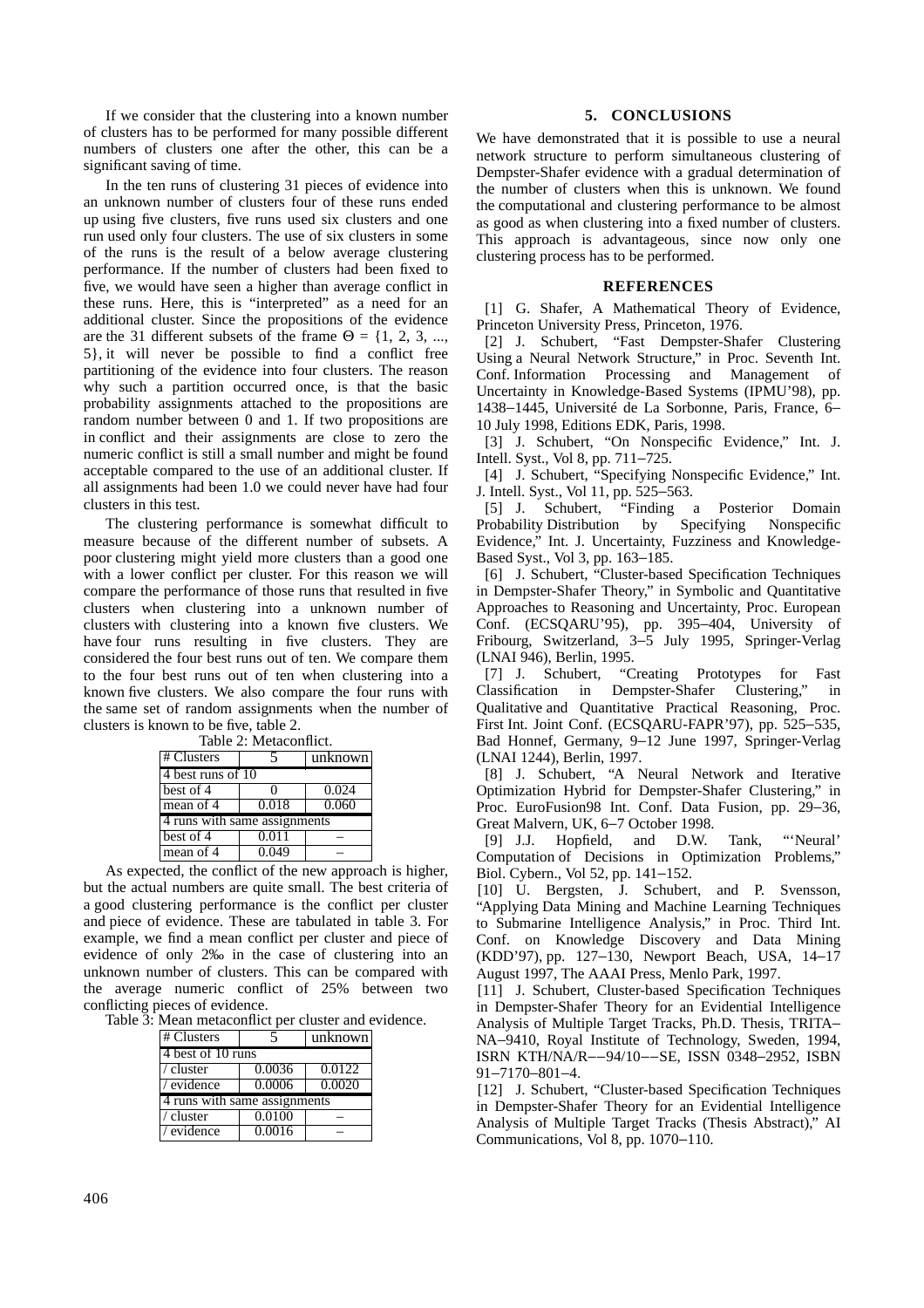If we consider that the clustering into a known number of clusters has to be performed for many possible different numbers of clusters one after the other, this can be a significant saving of time.

In the ten runs of clustering 31 pieces of evidence into an unknown number of clusters four of these runs ended up using five clusters, five runs used six clusters and one run used only four clusters. The use of six clusters in some of the runs is the result of a below average clustering performance. If the number of clusters had been fixed to five, we would have seen a higher than average conflict in these runs. Here, this is "interpreted" as a need for an additional cluster. Since the propositions of the evidence are the 31 different subsets of the frame $\Theta = \{1, 2, 3, ..., 5\}$, it will never be possible to find a conflict free partitioning of the evidence into four clusters. The reason why such a partition occurred once, is that the basic probability assignments attached to the propositions are random number between 0 and 1. If two propositions are in conflict and their assignments are close to zero the numeric conflict is still a small number and might be found acceptable compared to the use of an additional cluster. If all assignments had been 1.0 we could never have had four clusters in this test.

The clustering performance is somewhat difficult to measure because of the different number of subsets. A poor clustering might yield more clusters than a good one with a lower conflict per cluster. For this reason we will compare the performance of those runs that resulted in five clusters when clustering into a unknown number of clusters with clustering into a known five clusters. We have four runs resulting in five clusters. They are considered the four best runs out of ten. We compare them to the four best runs out of ten when clustering into a known five clusters. We also compare the four runs with the same set of random assignments when the number of clusters is known to be five, table 2.

Table 2: Metaconflict.

| # Clusters | 5 | unknown |
|---|---|---|
| 4 best runs of 10 | | |
| best of 4 | 0 | 0.024 |
| mean of 4 | 0.018 | 0.060 |
| 4 runs with same assignments | | |
| best of 4 | 0.011 | – |
| mean of 4 | 0.049 | – |

As expected, the conflict of the new approach is higher, but the actual numbers are quite small. The best criteria of a good clustering performance is the conflict per cluster and piece of evidence. These are tabulated in table 3. For example, we find a mean conflict per cluster and piece of evidence of only 2‰ in the case of clustering into an unknown number of clusters. This can be compared with the average numeric conflict of 25% between two conflicting pieces of evidence.

Table 3: Mean metaconflict per cluster and evidence.

| # Clusters | 5 | unknown |
|---|---|---|
| 4 best of 10 runs | | |
| / cluster | 0.0036 | 0.0122 |
| / evidence | 0.0006 | 0.0020 |
| 4 runs with same assignments | | |
| / cluster | 0.0100 | – |
| / evidence | 0.0016 | – |

## 5. CONCLUSIONS

We have demonstrated that it is possible to use a neural network structure to perform simultaneous clustering of Dempster-Shafer evidence with a gradual determination of the number of clusters when this is unknown. We found the computational and clustering performance to be almost as good as when clustering into a fixed number of clusters. This approach is advantageous, since now only one clustering process has to be performed.

## REFERENCES

[1] G. Shafer, A Mathematical Theory of Evidence, Princeton University Press, Princeton, 1976.

[2] J. Schubert, "Fast Dempster-Shafer Clustering Using a Neural Network Structure," in Proc. Seventh Int. Conf. Information Processing and Management of Uncertainty in Knowledge-Based Systems (IPMU'98), pp. 1438–1445, Université de La Sorbonne, Paris, France, 6–10 July 1998, Editions EDK, Paris, 1998.

[3] J. Schubert, "On Nonspecific Evidence," Int. J. Intell. Syst., Vol 8, pp. 711–725.

[4] J. Schubert, "Specifying Nonspecific Evidence," Int. J. Intell. Syst., Vol 11, pp. 525–563.

[5] J. Schubert, "Finding a Posterior Domain Probability Distribution by Specifying Nonspecific Evidence," Int. J. Uncertainty, Fuzziness and Knowledge-Based Syst., Vol 3, pp. 163–185.

[6] J. Schubert, "Cluster-based Specification Techniques in Dempster-Shafer Theory," in Symbolic and Quantitative Approaches to Reasoning and Uncertainty, Proc. European Conf. (ECSQARU'95), pp. 395–404, University of Fribourg, Switzerland, 3–5 July 1995, Springer-Verlag (LNAI 946), Berlin, 1995.

[7] J. Schubert, "Creating Prototypes for Fast Classification in Dempster-Shafer Clustering," in Qualitative and Quantitative Practical Reasoning, Proc. First Int. Joint Conf. (ECSQARU-FAPR'97), pp. 525–535, Bad Honnef, Germany, 9–12 June 1997, Springer-Verlag (LNAI 1244), Berlin, 1997.

[8] J. Schubert, "A Neural Network and Iterative Optimization Hybrid for Dempster-Shafer Clustering," in Proc. EuroFusion98 Int. Conf. Data Fusion, pp. 29–36, Great Malvern, UK, 6–7 October 1998.

[9] J.J. Hopfield, and D.W. Tank, "'Neural' Computation of Decisions in Optimization Problems," Biol. Cybern., Vol 52, pp. 141–152.

[10] U. Bergsten, J. Schubert, and P. Svensson, "Applying Data Mining and Machine Learning Techniques to Submarine Intelligence Analysis," in Proc. Third Int. Conf. on Knowledge Discovery and Data Mining (KDD'97), pp. 127–130, Newport Beach, USA, 14–17 August 1997, The AAAI Press, Menlo Park, 1997.

[11] J. Schubert, Cluster-based Specification Techniques in Dempster-Shafer Theory for an Evidential Intelligence Analysis of Multiple Target Tracks, Ph.D. Thesis, TRITA–NA–9410, Royal Institute of Technology, Sweden, 1994, ISRN KTH/NA/R––94/10––SE, ISSN 0348–2952, ISBN 91–7170–801–4.

[12] J. Schubert, "Cluster-based Specification Techniques in Dempster-Shafer Theory for an Evidential Intelligence Analysis of Multiple Target Tracks (Thesis Abstract)," AI Communications, Vol 8, pp. 1070–110.